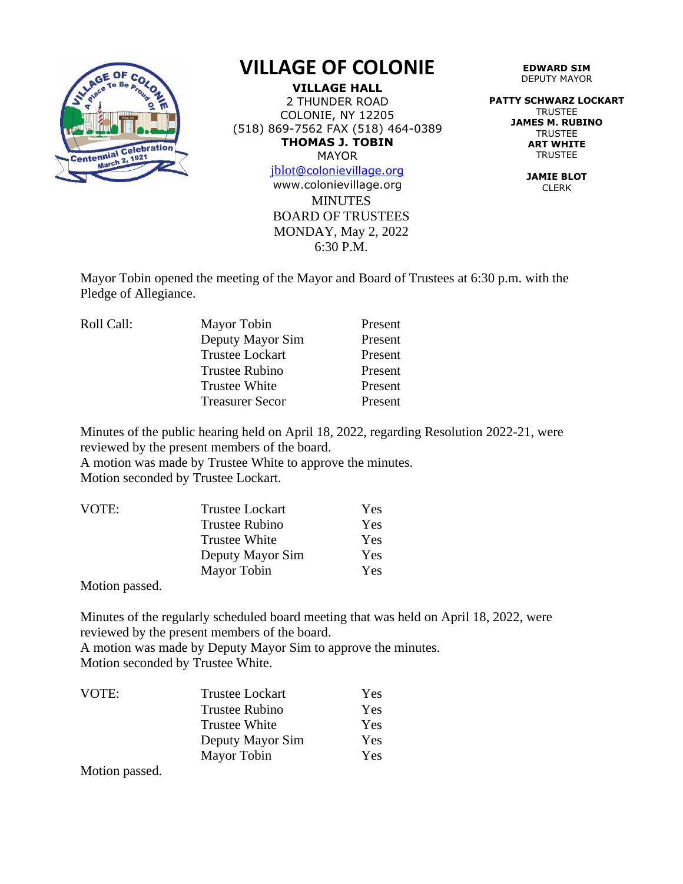# VILLAGE OF COLONIE

**VILLAGE HALL**
2 THUNDER ROAD
COLONIE, NY 12205
(518) 869-7562 FAX (518) 464-0389
**THOMAS J. TOBIN**
MAYOR
jblot@colonievillage.org
www.colonievillage.org

**EDWARD SIM**
DEPUTY MAYOR

**PATTY SCHWARZ LOCKART**
TRUSTEE
**JAMES M. RUBINO**
TRUSTEE
**ART WHITE**
TRUSTEE

**JAMIE BLOT**
CLERK

MINUTES
BOARD OF TRUSTEES
MONDAY, May 2, 2022
6:30 P.M.

Mayor Tobin opened the meeting of the Mayor and Board of Trustees at 6:30 p.m. with the Pledge of Allegiance.

| Roll Call: | | |
|---|---|---|
| | Mayor Tobin | Present |
| | Deputy Mayor Sim | Present |
| | Trustee Lockart | Present |
| | Trustee Rubino | Present |
| | Trustee White | Present |
| | Treasurer Secor | Present |

Minutes of the public hearing held on April 18, 2022, regarding Resolution 2022-21, were reviewed by the present members of the board.
A motion was made by Trustee White to approve the minutes.
Motion seconded by Trustee Lockart.

| VOTE: | | |
|---|---|---|
| | Trustee Lockart | Yes |
| | Trustee Rubino | Yes |
| | Trustee White | Yes |
| | Deputy Mayor Sim | Yes |
| | Mayor Tobin | Yes |

Motion passed.

Minutes of the regularly scheduled board meeting that was held on April 18, 2022, were reviewed by the present members of the board.
A motion was made by Deputy Mayor Sim to approve the minutes.
Motion seconded by Trustee White.

| VOTE: | | |
|---|---|---|
| | Trustee Lockart | Yes |
| | Trustee Rubino | Yes |
| | Trustee White | Yes |
| | Deputy Mayor Sim | Yes |
| | Mayor Tobin | Yes |

Motion passed.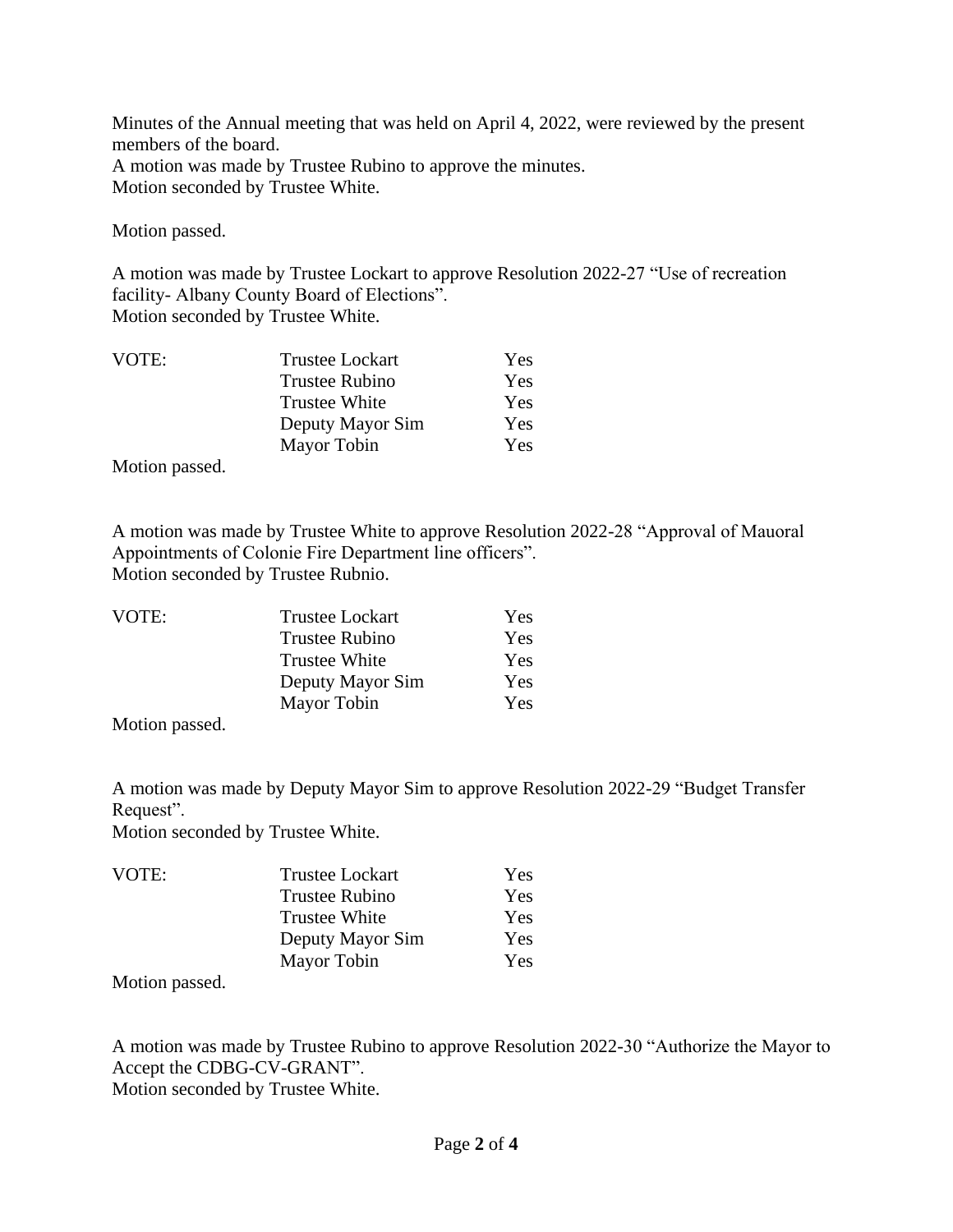Minutes of the Annual meeting that was held on April 4, 2022, were reviewed by the present members of the board.
A motion was made by Trustee Rubino to approve the minutes.
Motion seconded by Trustee White.

Motion passed.

A motion was made by Trustee Lockart to approve Resolution 2022-27 "Use of recreation facility- Albany County Board of Elections".
Motion seconded by Trustee White.

| VOTE: | Trustee Lockart | Yes |
|---|---|---|
| | Trustee Rubino | Yes |
| | Trustee White | Yes |
| | Deputy Mayor Sim | Yes |
| | Mayor Tobin | Yes |

Motion passed.

A motion was made by Trustee White to approve Resolution 2022-28 "Approval of Mauoral Appointments of Colonie Fire Department line officers".
Motion seconded by Trustee Rubnio.

| VOTE: | Trustee Lockart | Yes |
|---|---|---|
| | Trustee Rubino | Yes |
| | Trustee White | Yes |
| | Deputy Mayor Sim | Yes |
| | Mayor Tobin | Yes |

Motion passed.

A motion was made by Deputy Mayor Sim to approve Resolution 2022-29 "Budget Transfer Request".
Motion seconded by Trustee White.

| VOTE: | Trustee Lockart | Yes |
|---|---|---|
| | Trustee Rubino | Yes |
| | Trustee White | Yes |
| | Deputy Mayor Sim | Yes |
| | Mayor Tobin | Yes |

Motion passed.

A motion was made by Trustee Rubino to approve Resolution 2022-30 "Authorize the Mayor to Accept the CDBG-CV-GRANT".
Motion seconded by Trustee White.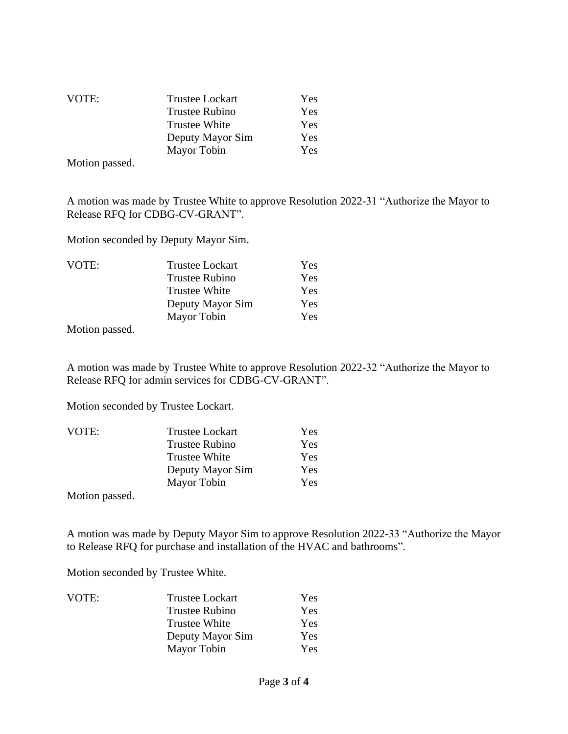| VOTE: | Trustee Lockart | Yes |
|---|---|---|
| | Trustee Rubino | Yes |
| | Trustee White | Yes |
| | Deputy Mayor Sim | Yes |
| | Mayor Tobin | Yes |

Motion passed.

A motion was made by Trustee White to approve Resolution 2022-31 "Authorize the Mayor to Release RFQ for CDBG-CV-GRANT".

Motion seconded by Deputy Mayor Sim.

| VOTE: | Trustee Lockart | Yes |
|---|---|---|
| | Trustee Rubino | Yes |
| | Trustee White | Yes |
| | Deputy Mayor Sim | Yes |
| | Mayor Tobin | Yes |

Motion passed.

A motion was made by Trustee White to approve Resolution 2022-32 "Authorize the Mayor to Release RFQ for admin services for CDBG-CV-GRANT".

Motion seconded by Trustee Lockart.

| VOTE: | Trustee Lockart | Yes |
|---|---|---|
| | Trustee Rubino | Yes |
| | Trustee White | Yes |
| | Deputy Mayor Sim | Yes |
| | Mayor Tobin | Yes |

Motion passed.

A motion was made by Deputy Mayor Sim to approve Resolution 2022-33 "Authorize the Mayor to Release RFQ for purchase and installation of the HVAC and bathrooms".

Motion seconded by Trustee White.

| VOTE: | Trustee Lockart | Yes |
|---|---|---|
| | Trustee Rubino | Yes |
| | Trustee White | Yes |
| | Deputy Mayor Sim | Yes |
| | Mayor Tobin | Yes |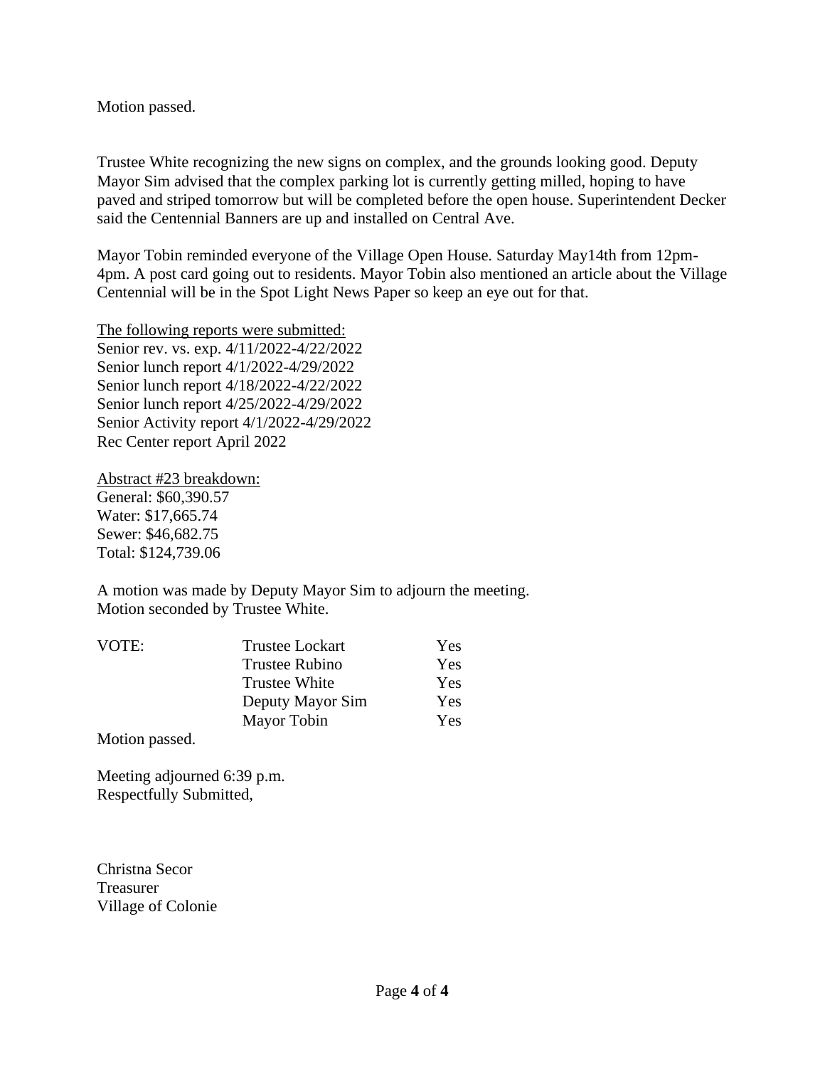Motion passed.

Trustee White recognizing the new signs on complex, and the grounds looking good. Deputy Mayor Sim advised that the complex parking lot is currently getting milled, hoping to have paved and striped tomorrow but will be completed before the open house. Superintendent Decker said the Centennial Banners are up and installed on Central Ave.

Mayor Tobin reminded everyone of the Village Open House. Saturday May14th from 12pm-4pm. A post card going out to residents. Mayor Tobin also mentioned an article about the Village Centennial will be in the Spot Light News Paper so keep an eye out for that.

<u>The following reports were submitted:</u>
Senior rev. vs. exp. 4/11/2022-4/22/2022
Senior lunch report 4/1/2022-4/29/2022
Senior lunch report 4/18/2022-4/22/2022
Senior lunch report 4/25/2022-4/29/2022
Senior Activity report 4/1/2022-4/29/2022
Rec Center report April 2022

<u>Abstract #23 breakdown:</u>
General: $60,390.57
Water: $17,665.74
Sewer: $46,682.75
Total: $124,739.06

A motion was made by Deputy Mayor Sim to adjourn the meeting.
Motion seconded by Trustee White.

| | | |
|---|---|---|
| VOTE: | Trustee Lockart | Yes |
| | Trustee Rubino | Yes |
| | Trustee White | Yes |
| | Deputy Mayor Sim | Yes |
| | Mayor Tobin | Yes |

Motion passed.

Meeting adjourned 6:39 p.m.
Respectfully Submitted,

Christna Secor
Treasurer
Village of Colonie